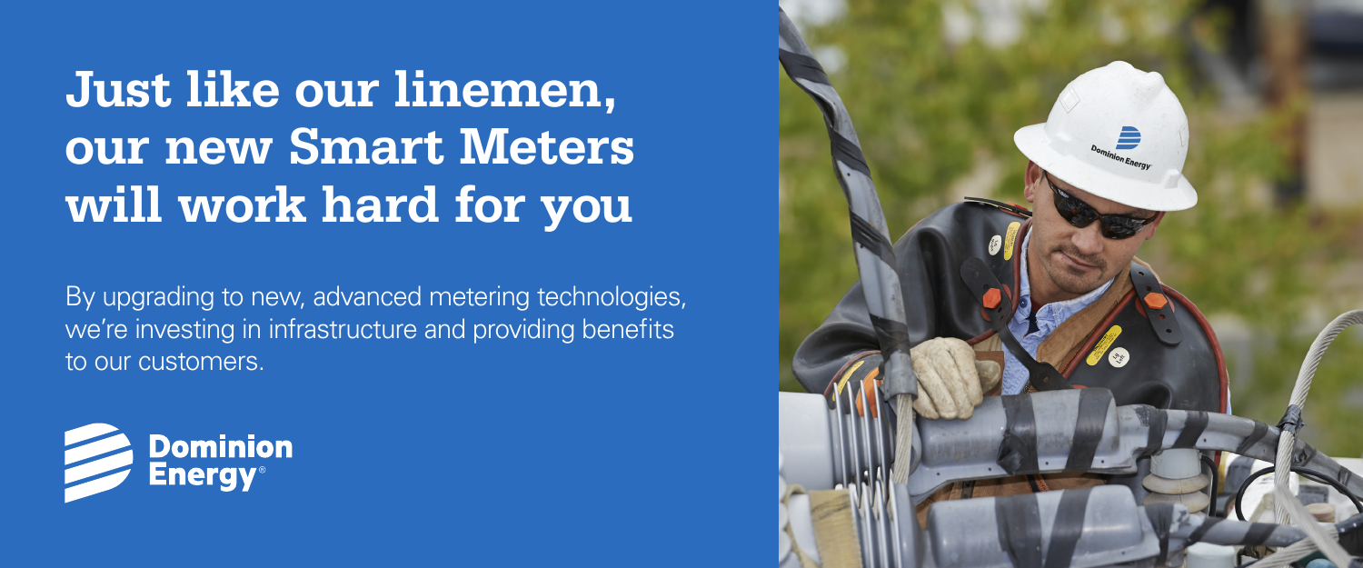# Just like our linemen, our new Smart Meters will work hard for you

By upgrading to new, advanced metering technologies, we're investing in infrastructure and providing benefits to our customers.

Dominion Energy®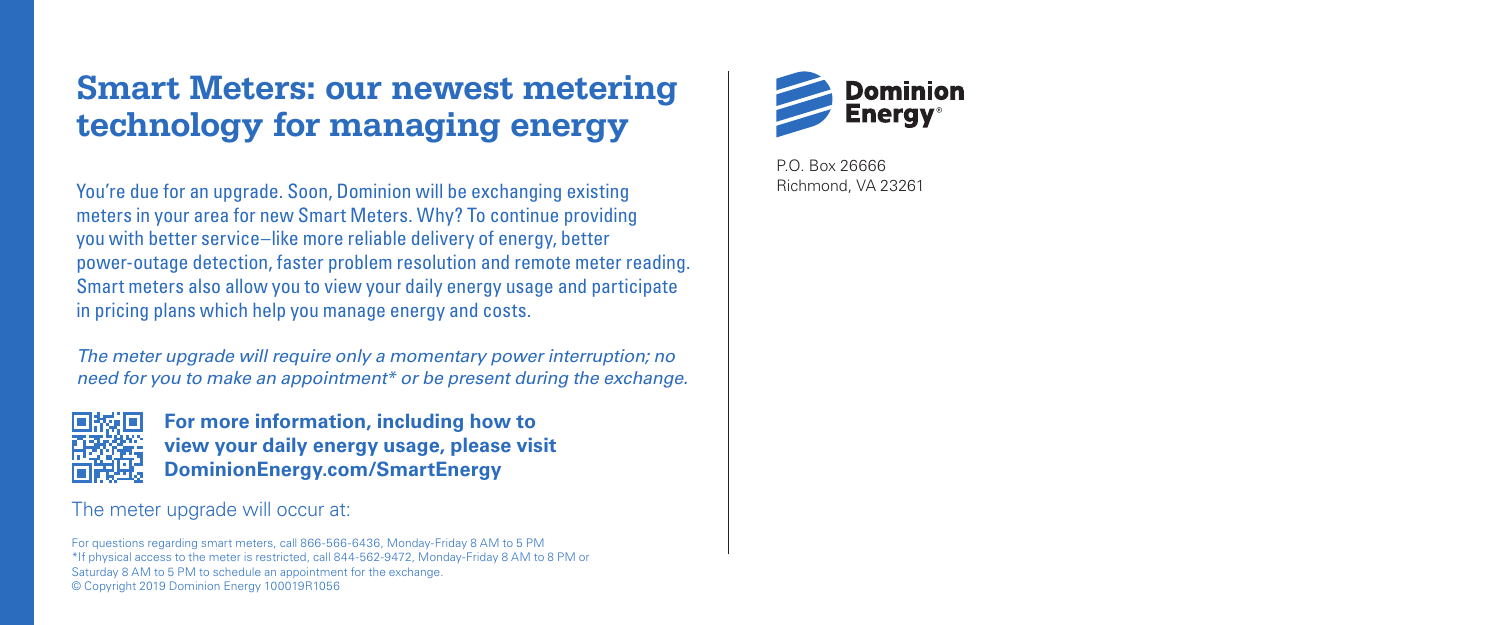# Smart Meters: our newest metering technology for managing energy

You're due for an upgrade. Soon, Dominion will be exchanging existing meters in your area for new Smart Meters. Why? To continue providing you with better service–like more reliable delivery of energy, better power-outage detection, faster problem resolution and remote meter reading. Smart meters also allow you to view your daily energy usage and participate in pricing plans which help you manage energy and costs.

*The meter upgrade will require only a momentary power interruption; no need for you to make an appointment* or be present during the exchange.*

**For more information, including how to view your daily energy usage, please visit DominionEnergy.com/SmartEnergy**

The meter upgrade will occur at:

For questions regarding smart meters, call 866-566-6436, Monday-Friday 8 AM to 5 PM
*If physical access to the meter is restricted, call 844-562-9472, Monday-Friday 8 AM to 8 PM or Saturday 8 AM to 5 PM to schedule an appointment for the exchange.
© Copyright 2019 Dominion Energy 100019R1056

Dominion Energy®

P.O. Box 26666
Richmond, VA 23261